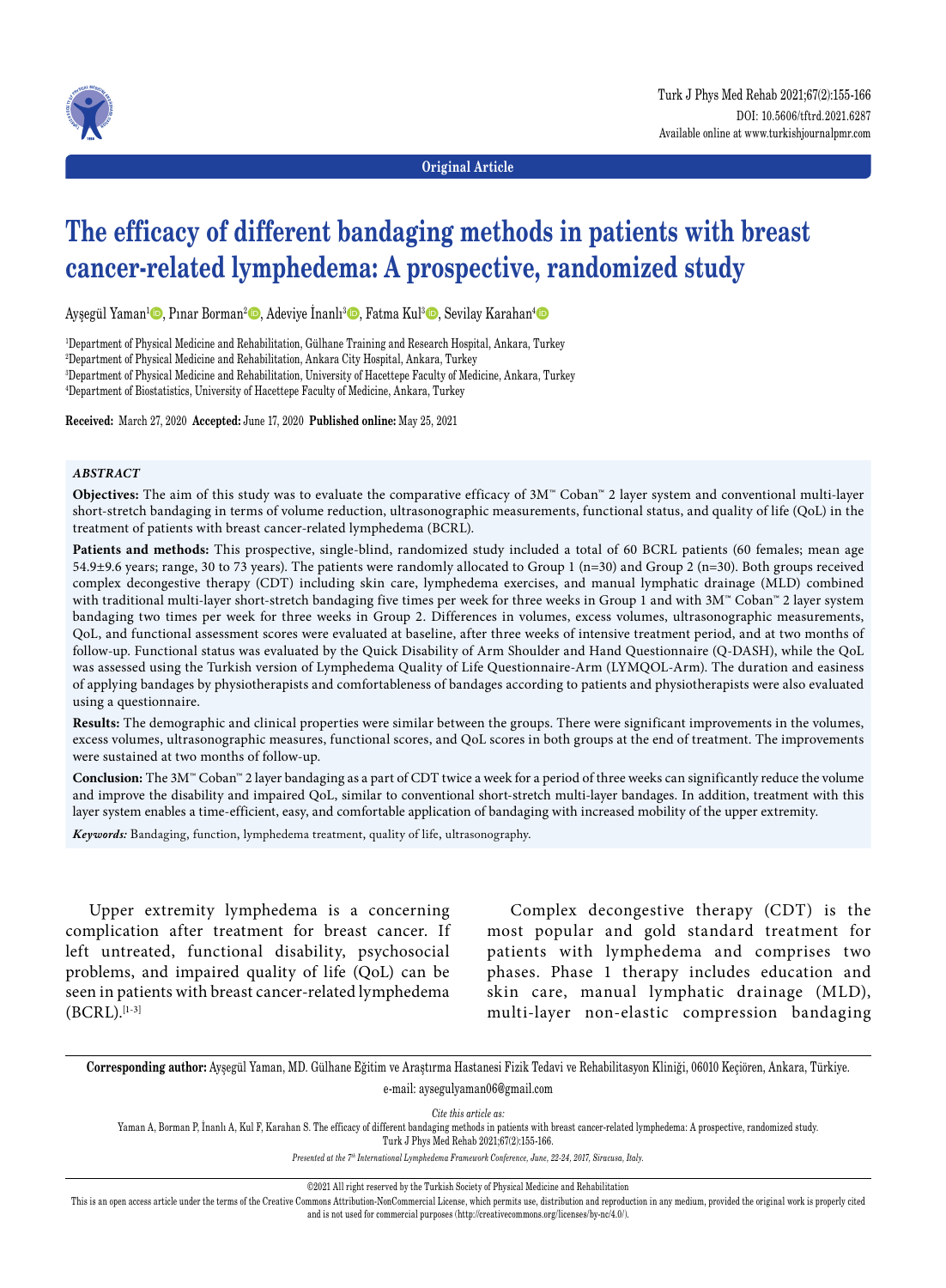Original Article

# The efficacy of different bandaging methods in patients with breast cancer-related lymphedema: A prospective, randomized study

Ayşegül Yaman[1], Pınar Borman[2], Adeviye İnanlı[3], Fatma Kul[3], Sevilay Karahan[4]

[1]Department of Physical Medicine and Rehabilitation, Gülhane Training and Research Hospital, Ankara, Turkey
[2]Department of Physical Medicine and Rehabilitation, Ankara City Hospital, Ankara, Turkey
[3]Department of Physical Medicine and Rehabilitation, University of Hacettepe Faculty of Medicine, Ankara, Turkey
[4]Department of Biostatistics, University of Hacettepe Faculty of Medicine, Ankara, Turkey

**Received:** March 27, 2020 **Accepted:** June 17, 2020 **Published online:** May 25, 2021

## ABSTRACT

**Objectives:** The aim of this study was to evaluate the comparative efficacy of 3M™ Coban™ 2 layer system and conventional multi-layer short-stretch bandaging in terms of volume reduction, ultrasonographic measurements, functional status, and quality of life (QoL) in the treatment of patients with breast cancer-related lymphedema (BCRL).

**Patients and methods:** This prospective, single-blind, randomized study included a total of 60 BCRL patients (60 females; mean age 54.9±9.6 years; range, 30 to 73 years). The patients were randomly allocated to Group 1 (n=30) and Group 2 (n=30). Both groups received complex decongestive therapy (CDT) including skin care, lymphedema exercises, and manual lymphatic drainage (MLD) combined with traditional multi-layer short-stretch bandaging five times per week for three weeks in Group 1 and with 3M™ Coban™ 2 layer system bandaging two times per week for three weeks in Group 2. Differences in volumes, excess volumes, ultrasonographic measurements, QoL, and functional assessment scores were evaluated at baseline, after three weeks of intensive treatment period, and at two months of follow-up. Functional status was evaluated by the Quick Disability of Arm Shoulder and Hand Questionnaire (Q-DASH), while the QoL was assessed using the Turkish version of Lymphedema Quality of Life Questionnaire-Arm (LYMQOL-Arm). The duration and easiness of applying bandages by physiotherapists and comfortableness of bandages according to patients and physiotherapists were also evaluated using a questionnaire.

**Results:** The demographic and clinical properties were similar between the groups. There were significant improvements in the volumes, excess volumes, ultrasonographic measures, functional scores, and QoL scores in both groups at the end of treatment. The improvements were sustained at two months of follow-up.

**Conclusion:** The 3M™ Coban™ 2 layer bandaging as a part of CDT twice a week for a period of three weeks can significantly reduce the volume and improve the disability and impaired QoL, similar to conventional short-stretch multi-layer bandages. In addition, treatment with this layer system enables a time-efficient, easy, and comfortable application of bandaging with increased mobility of the upper extremity.

***Keywords:*** Bandaging, function, lymphedema treatment, quality of life, ultrasonography.

Upper extremity lymphedema is a concerning complication after treatment for breast cancer. If left untreated, functional disability, psychosocial problems, and impaired quality of life (QoL) can be seen in patients with breast cancer-related lymphedema (BCRL).[1-3]

Complex decongestive therapy (CDT) is the most popular and gold standard treatment for patients with lymphedema and comprises two phases. Phase 1 therapy includes education and skin care, manual lymphatic drainage (MLD), multi-layer non-elastic compression bandaging

**Corresponding author:** Ayşegül Yaman, MD. Gülhane Eğitim ve Araştırma Hastanesi Fizik Tedavi ve Rehabilitasyon Kliniği, 06010 Keçiören, Ankara, Türkiye.
e-mail: aysegulyaman06@gmail.com

*Cite this article as:*
Yaman A, Borman P, İnanlı A, Kul F, Karahan S. The efficacy of different bandaging methods in patients with breast cancer-related lymphedema: A prospective, randomized study. Turk J Phys Med Rehab 2021;67(2):155-166.

*Presented at the 7th International Lymphedema Framework Conference, June, 22-24, 2017, Siracusa, Italy.*

©2021 All right reserved by the Turkish Society of Physical Medicine and Rehabilitation

This is an open access article under the terms of the Creative Commons Attribution-NonCommercial License, which permits use, distribution and reproduction in any medium, provided the original work is properly cited and is not used for commercial purposes (http://creativecommons.org/licenses/by-nc/4.0/).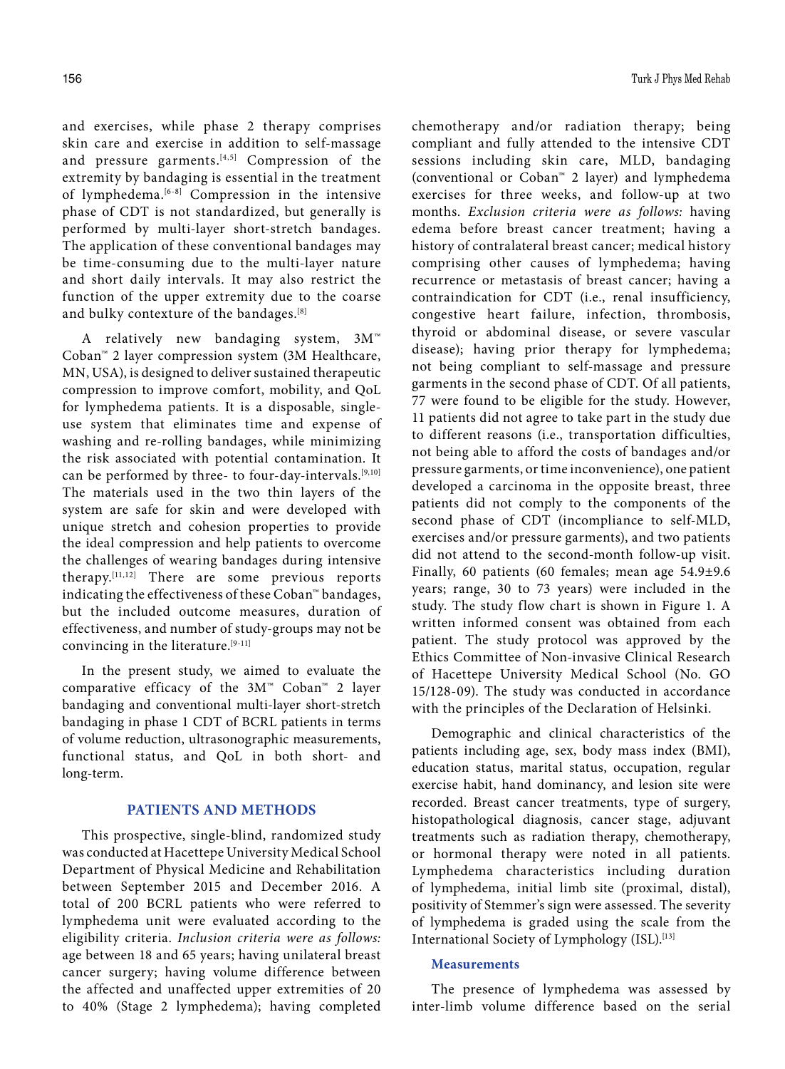and exercises, while phase 2 therapy comprises skin care and exercise in addition to self-massage and pressure garments.[4,5] Compression of the extremity by bandaging is essential in the treatment of lymphedema.[6-8] Compression in the intensive phase of CDT is not standardized, but generally is performed by multi-layer short-stretch bandages. The application of these conventional bandages may be time-consuming due to the multi-layer nature and short daily intervals. It may also restrict the function of the upper extremity due to the coarse and bulky contexture of the bandages.[8]

A relatively new bandaging system, 3M™ Coban™ 2 layer compression system (3M Healthcare, MN, USA), is designed to deliver sustained therapeutic compression to improve comfort, mobility, and QoL for lymphedema patients. It is a disposable, single-use system that eliminates time and expense of washing and re-rolling bandages, while minimizing the risk associated with potential contamination. It can be performed by three- to four-day-intervals.[9,10] The materials used in the two thin layers of the system are safe for skin and were developed with unique stretch and cohesion properties to provide the ideal compression and help patients to overcome the challenges of wearing bandages during intensive therapy.[11,12] There are some previous reports indicating the effectiveness of these Coban™ bandages, but the included outcome measures, duration of effectiveness, and number of study-groups may not be convincing in the literature.[9-11]

In the present study, we aimed to evaluate the comparative efficacy of the 3M™ Coban™ 2 layer bandaging and conventional multi-layer short-stretch bandaging in phase 1 CDT of BCRL patients in terms of volume reduction, ultrasonographic measurements, functional status, and QoL in both short- and long-term.

## PATIENTS AND METHODS

This prospective, single-blind, randomized study was conducted at Hacettepe University Medical School Department of Physical Medicine and Rehabilitation between September 2015 and December 2016. A total of 200 BCRL patients who were referred to lymphedema unit were evaluated according to the eligibility criteria. *Inclusion criteria were as follows:* age between 18 and 65 years; having unilateral breast cancer surgery; having volume difference between the affected and unaffected upper extremities of 20 to 40% (Stage 2 lymphedema); having completed chemotherapy and/or radiation therapy; being compliant and fully attended to the intensive CDT sessions including skin care, MLD, bandaging (conventional or Coban™ 2 layer) and lymphedema exercises for three weeks, and follow-up at two months. *Exclusion criteria were as follows:* having edema before breast cancer treatment; having a history of contralateral breast cancer; medical history comprising other causes of lymphedema; having recurrence or metastasis of breast cancer; having a contraindication for CDT (i.e., renal insufficiency, congestive heart failure, infection, thrombosis, thyroid or abdominal disease, or severe vascular disease); having prior therapy for lymphedema; not being compliant to self-massage and pressure garments in the second phase of CDT. Of all patients, 77 were found to be eligible for the study. However, 11 patients did not agree to take part in the study due to different reasons (i.e., transportation difficulties, not being able to afford the costs of bandages and/or pressure garments, or time inconvenience), one patient developed a carcinoma in the opposite breast, three patients did not comply to the components of the second phase of CDT (incompliance to self-MLD, exercises and/or pressure garments), and two patients did not attend to the second-month follow-up visit. Finally, 60 patients (60 females; mean age 54.9±9.6 years; range, 30 to 73 years) were included in the study. The study flow chart is shown in Figure 1. A written informed consent was obtained from each patient. The study protocol was approved by the Ethics Committee of Non-invasive Clinical Research of Hacettepe University Medical School (No. GO 15/128-09). The study was conducted in accordance with the principles of the Declaration of Helsinki.

Demographic and clinical characteristics of the patients including age, sex, body mass index (BMI), education status, marital status, occupation, regular exercise habit, hand dominancy, and lesion site were recorded. Breast cancer treatments, type of surgery, histopathological diagnosis, cancer stage, adjuvant treatments such as radiation therapy, chemotherapy, or hormonal therapy were noted in all patients. Lymphedema characteristics including duration of lymphedema, initial limb site (proximal, distal), positivity of Stemmer's sign were assessed. The severity of lymphedema is graded using the scale from the International Society of Lymphology (ISL).[13]

### Measurements

The presence of lymphedema was assessed by inter-limb volume difference based on the serial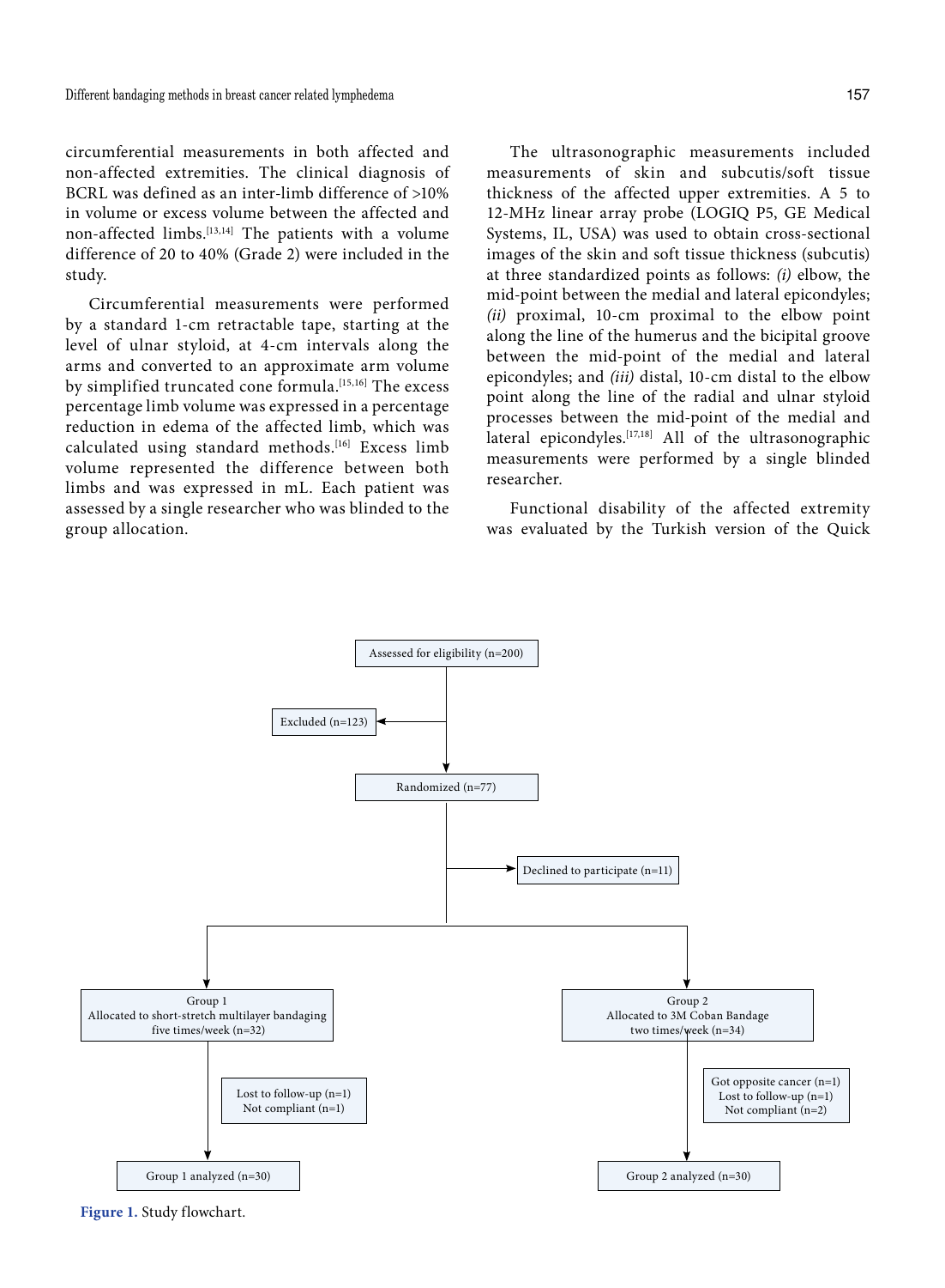circumferential measurements in both affected and non-affected extremities. The clinical diagnosis of BCRL was defined as an inter-limb difference of >10% in volume or excess volume between the affected and non-affected limbs.[13,14] The patients with a volume difference of 20 to 40% (Grade 2) were included in the study.

Circumferential measurements were performed by a standard 1-cm retractable tape, starting at the level of ulnar styloid, at 4-cm intervals along the arms and converted to an approximate arm volume by simplified truncated cone formula.[15,16] The excess percentage limb volume was expressed in a percentage reduction in edema of the affected limb, which was calculated using standard methods.[16] Excess limb volume represented the difference between both limbs and was expressed in mL. Each patient was assessed by a single researcher who was blinded to the group allocation.

The ultrasonographic measurements included measurements of skin and subcutis/soft tissue thickness of the affected upper extremities. A 5 to 12-MHz linear array probe (LOGIQ P5, GE Medical Systems, IL, USA) was used to obtain cross-sectional images of the skin and soft tissue thickness (subcutis) at three standardized points as follows: *(i)* elbow, the mid-point between the medial and lateral epicondyles; *(ii)* proximal, 10-cm proximal to the elbow point along the line of the humerus and the bicipital groove between the mid-point of the medial and lateral epicondyles; and *(iii)* distal, 10-cm distal to the elbow point along the line of the radial and ulnar styloid processes between the mid-point of the medial and lateral epicondyles.[17,18] All of the ultrasonographic measurements were performed by a single blinded researcher.

Functional disability of the affected extremity was evaluated by the Turkish version of the Quick

```
Assessed for eligibility (n=200)
  ├── Excluded (n=123)
  ↓
Randomized (n=77)
  ├── Declined to participate (n=11)
  ↓
Group 1                                        Group 2
Allocated to short-stretch multilayer          Allocated to 3M Coban Bandage
bandaging five times/week (n=32)               two times/week (n=34)
  ├── Lost to follow-up (n=1)                    ├── Got opposite cancer (n=1)
  │   Not compliant (n=1)                        │   Lost to follow-up (n=1)
  │                                              │   Not compliant (n=2)
  ↓                                              ↓
Group 1 analyzed (n=30)                        Group 2 analyzed (n=30)
```

**Figure 1.** Study flowchart.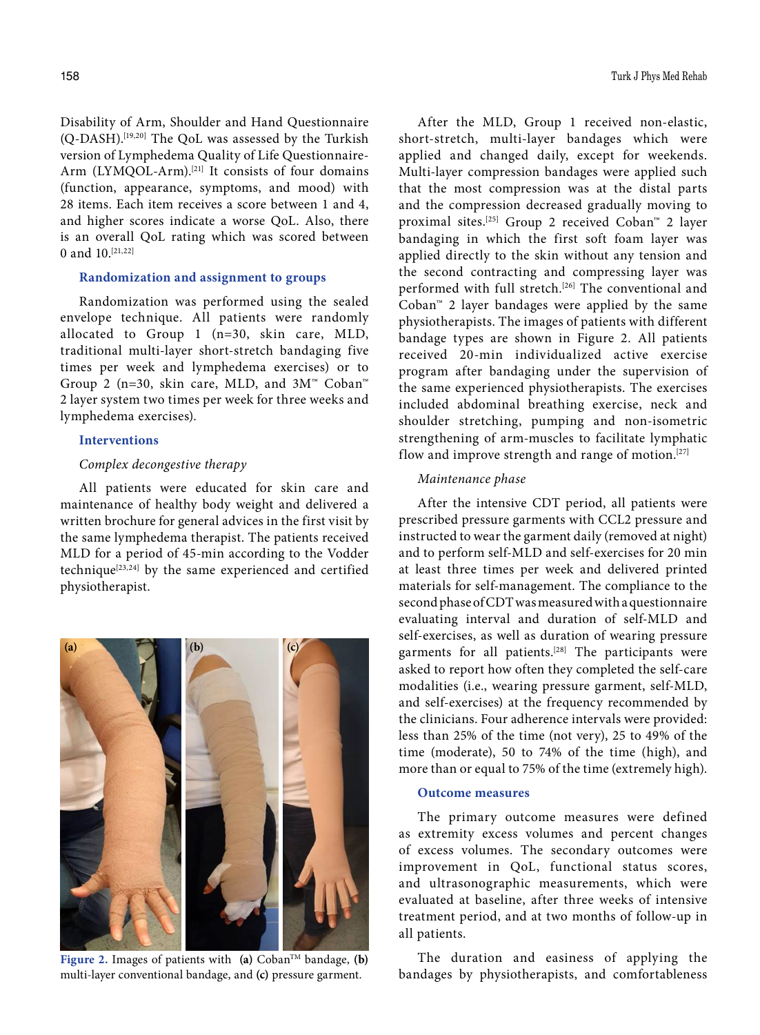Disability of Arm, Shoulder and Hand Questionnaire (Q-DASH).[19,20] The QoL was assessed by the Turkish version of Lymphedema Quality of Life Questionnaire-Arm (LYMQOL-Arm).[21] It consists of four domains (function, appearance, symptoms, and mood) with 28 items. Each item receives a score between 1 and 4, and higher scores indicate a worse QoL. Also, there is an overall QoL rating which was scored between 0 and 10.[21,22]

### Randomization and assignment to groups

Randomization was performed using the sealed envelope technique. All patients were randomly allocated to Group 1 (n=30, skin care, MLD, traditional multi-layer short-stretch bandaging five times per week and lymphedema exercises) or to Group 2 (n=30, skin care, MLD, and 3M™ Coban™ 2 layer system two times per week for three weeks and lymphedema exercises).

### Interventions

*Complex decongestive therapy*

All patients were educated for skin care and maintenance of healthy body weight and delivered a written brochure for general advices in the first visit by the same lymphedema therapist. The patients received MLD for a period of 45-min according to the Vodder technique[23,24] by the same experienced and certified physiotherapist.

Figure 2. Images of patients with (a) Coban™ bandage, (b) multi-layer conventional bandage, and (c) pressure garment.

After the MLD, Group 1 received non-elastic, short-stretch, multi-layer bandages which were applied and changed daily, except for weekends. Multi-layer compression bandages were applied such that the most compression was at the distal parts and the compression decreased gradually moving to proximal sites.[25] Group 2 received Coban™ 2 layer bandaging in which the first soft foam layer was applied directly to the skin without any tension and the second contracting and compressing layer was performed with full stretch.[26] The conventional and Coban™ 2 layer bandages were applied by the same physiotherapists. The images of patients with different bandage types are shown in Figure 2. All patients received 20-min individualized active exercise program after bandaging under the supervision of the same experienced physiotherapists. The exercises included abdominal breathing exercise, neck and shoulder stretching, pumping and non-isometric strengthening of arm-muscles to facilitate lymphatic flow and improve strength and range of motion.[27]

*Maintenance phase*

After the intensive CDT period, all patients were prescribed pressure garments with CCL2 pressure and instructed to wear the garment daily (removed at night) and to perform self-MLD and self-exercises for 20 min at least three times per week and delivered printed materials for self-management. The compliance to the second phase of CDT was measured with a questionnaire evaluating interval and duration of self-MLD and self-exercises, as well as duration of wearing pressure garments for all patients.[28] The participants were asked to report how often they completed the self-care modalities (i.e., wearing pressure garment, self-MLD, and self-exercises) at the frequency recommended by the clinicians. Four adherence intervals were provided: less than 25% of the time (not very), 25 to 49% of the time (moderate), 50 to 74% of the time (high), and more than or equal to 75% of the time (extremely high).

### Outcome measures

The primary outcome measures were defined as extremity excess volumes and percent changes of excess volumes. The secondary outcomes were improvement in QoL, functional status scores, and ultrasonographic measurements, which were evaluated at baseline, after three weeks of intensive treatment period, and at two months of follow-up in all patients.

The duration and easiness of applying the bandages by physiotherapists, and comfortableness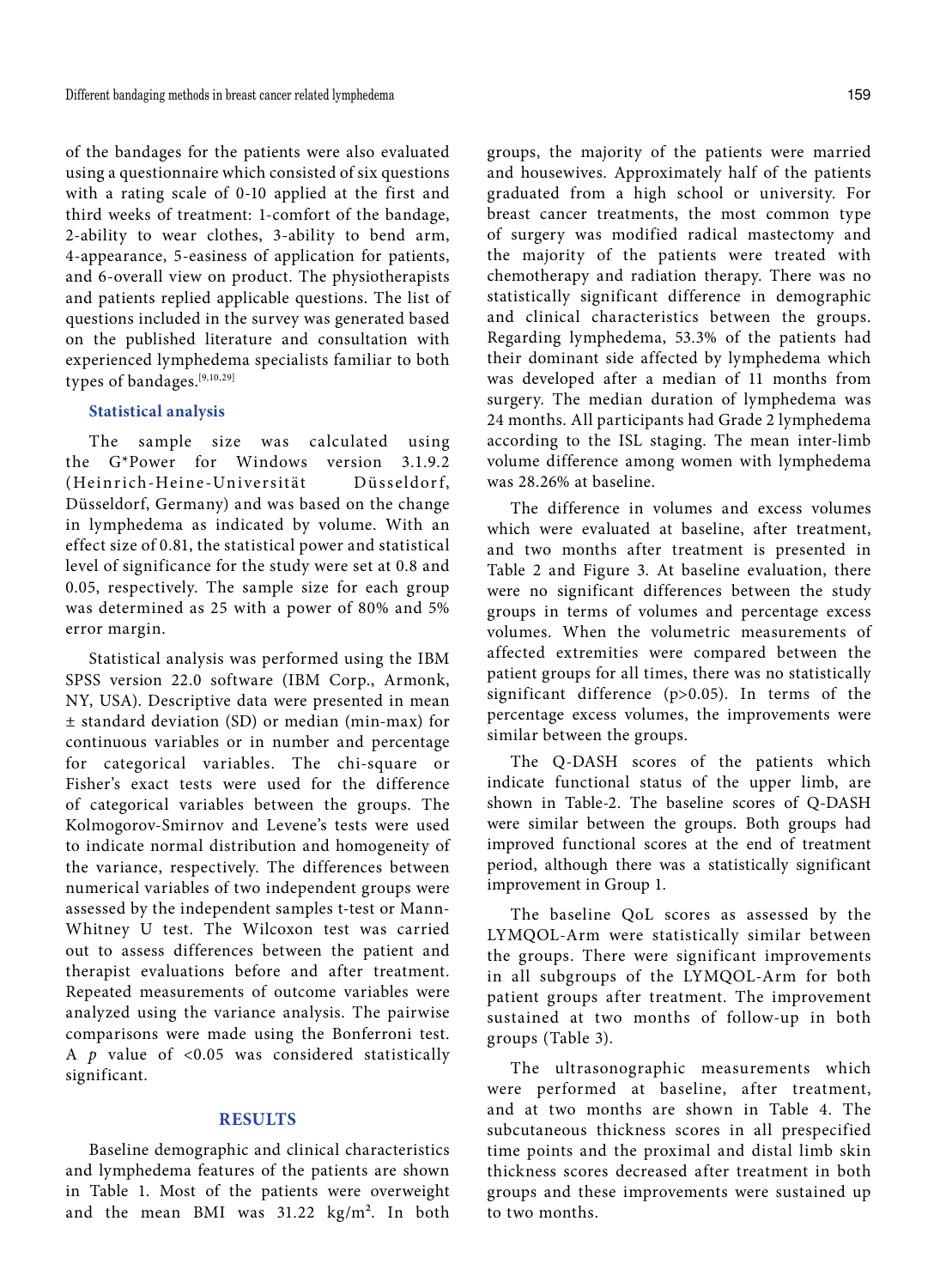of the bandages for the patients were also evaluated using a questionnaire which consisted of six questions with a rating scale of 0-10 applied at the first and third weeks of treatment: 1-comfort of the bandage, 2-ability to wear clothes, 3-ability to bend arm, 4-appearance, 5-easiness of application for patients, and 6-overall view on product. The physiotherapists and patients replied applicable questions. The list of questions included in the survey was generated based on the published literature and consultation with experienced lymphedema specialists familiar to both types of bandages.[9,10,29]

### Statistical analysis

The sample size was calculated using the G*Power for Windows version 3.1.9.2 (Heinrich-Heine-Universität Düsseldorf, Düsseldorf, Germany) and was based on the change in lymphedema as indicated by volume. With an effect size of 0.81, the statistical power and statistical level of significance for the study were set at 0.8 and 0.05, respectively. The sample size for each group was determined as 25 with a power of 80% and 5% error margin.

Statistical analysis was performed using the IBM SPSS version 22.0 software (IBM Corp., Armonk, NY, USA). Descriptive data were presented in mean ± standard deviation (SD) or median (min-max) for continuous variables or in number and percentage for categorical variables. The chi-square or Fisher's exact tests were used for the difference of categorical variables between the groups. The Kolmogorov-Smirnov and Levene's tests were used to indicate normal distribution and homogeneity of the variance, respectively. The differences between numerical variables of two independent groups were assessed by the independent samples t-test or Mann-Whitney U test. The Wilcoxon test was carried out to assess differences between the patient and therapist evaluations before and after treatment. Repeated measurements of outcome variables were analyzed using the variance analysis. The pairwise comparisons were made using the Bonferroni test. A $p$ value of <0.05 was considered statistically significant.

## RESULTS

Baseline demographic and clinical characteristics and lymphedema features of the patients are shown in Table 1. Most of the patients were overweight and the mean BMI was 31.22 kg/m². In both groups, the majority of the patients were married and housewives. Approximately half of the patients graduated from a high school or university. For breast cancer treatments, the most common type of surgery was modified radical mastectomy and the majority of the patients were treated with chemotherapy and radiation therapy. There was no statistically significant difference in demographic and clinical characteristics between the groups. Regarding lymphedema, 53.3% of the patients had their dominant side affected by lymphedema which was developed after a median of 11 months from surgery. The median duration of lymphedema was 24 months. All participants had Grade 2 lymphedema according to the ISL staging. The mean inter-limb volume difference among women with lymphedema was 28.26% at baseline.

The difference in volumes and excess volumes which were evaluated at baseline, after treatment, and two months after treatment is presented in Table 2 and Figure 3. At baseline evaluation, there were no significant differences between the study groups in terms of volumes and percentage excess volumes. When the volumetric measurements of affected extremities were compared between the patient groups for all times, there was no statistically significant difference (p>0.05). In terms of the percentage excess volumes, the improvements were similar between the groups.

The Q-DASH scores of the patients which indicate functional status of the upper limb, are shown in Table-2. The baseline scores of Q-DASH were similar between the groups. Both groups had improved functional scores at the end of treatment period, although there was a statistically significant improvement in Group 1.

The baseline QoL scores as assessed by the LYMQOL-Arm were statistically similar between the groups. There were significant improvements in all subgroups of the LYMQOL-Arm for both patient groups after treatment. The improvement sustained at two months of follow-up in both groups (Table 3).

The ultrasonographic measurements which were performed at baseline, after treatment, and at two months are shown in Table 4. The subcutaneous thickness scores in all prespecified time points and the proximal and distal limb skin thickness scores decreased after treatment in both groups and these improvements were sustained up to two months.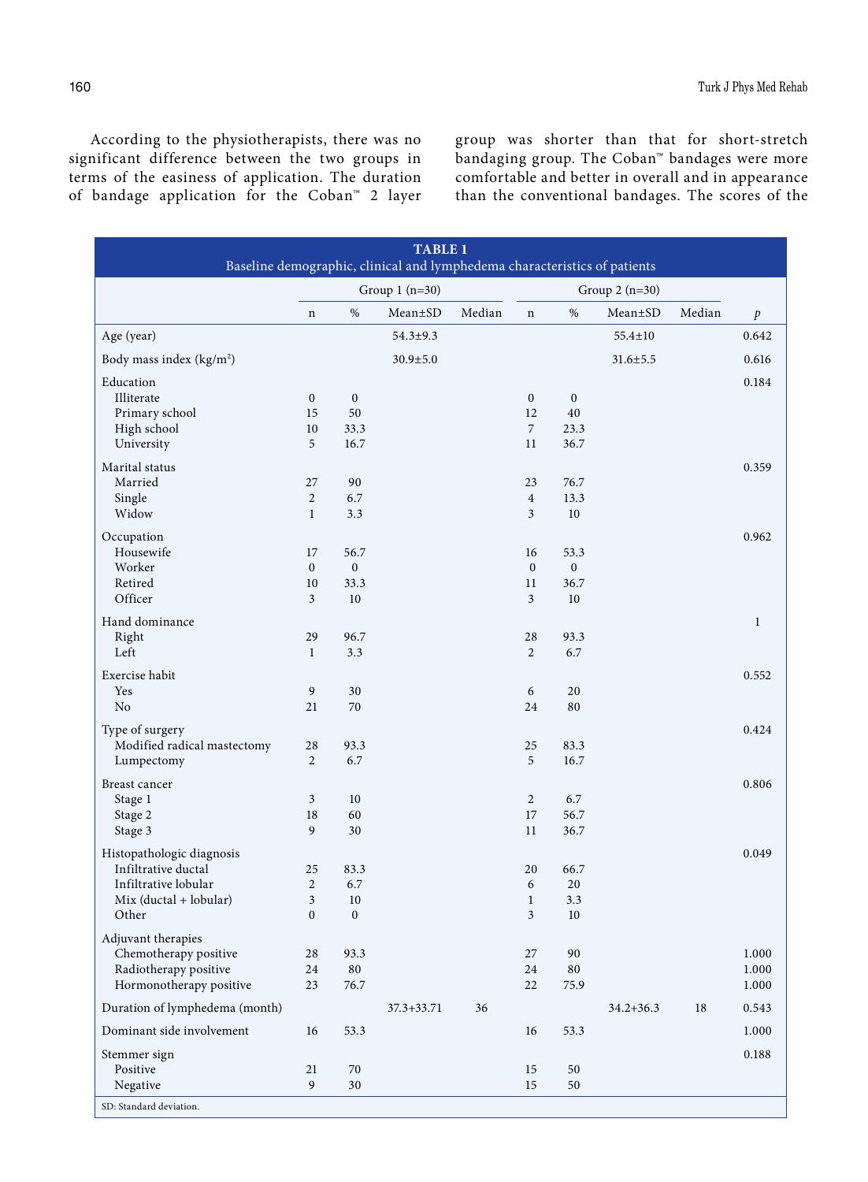According to the physiotherapists, there was no significant difference between the two groups in terms of the easiness of application. The duration of bandage application for the Coban™ 2 layer group was shorter than that for short-stretch bandaging group. The Coban™ bandages were more comfortable and better in overall and in appearance than the conventional bandages. The scores of the

**TABLE 1**
Baseline demographic, clinical and lymphedema characteristics of patients

| | Group 1 (n=30) | | | | Group 2 (n=30) | | | | |
|---|---|---|---|---|---|---|---|---|---|
| | n | % | Mean±SD | Median | n | % | Mean±SD | Median | *p* |
| Age (year) | | | 54.3±9.3 | | | | 55.4±10 | | 0.642 |
| Body mass index (kg/m²) | | | 30.9±5.0 | | | | 31.6±5.5 | | 0.616 |
| Education | | | | | | | | | 0.184 |
| Illiterate | 0 | 0 | | | 0 | 0 | | | |
| Primary school | 15 | 50 | | | 12 | 40 | | | |
| High school | 10 | 33.3 | | | 7 | 23.3 | | | |
| University | 5 | 16.7 | | | 11 | 36.7 | | | |
| Marital status | | | | | | | | | 0.359 |
| Married | 27 | 90 | | | 23 | 76.7 | | | |
| Single | 2 | 6.7 | | | 4 | 13.3 | | | |
| Widow | 1 | 3.3 | | | 3 | 10 | | | |
| Occupation | | | | | | | | | 0.962 |
| Housewife | 17 | 56.7 | | | 16 | 53.3 | | | |
| Worker | 0 | 0 | | | 0 | 0 | | | |
| Retired | 10 | 33.3 | | | 11 | 36.7 | | | |
| Officer | 3 | 10 | | | 3 | 10 | | | |
| Hand dominance | | | | | | | | | 1 |
| Right | 29 | 96.7 | | | 28 | 93.3 | | | |
| Left | 1 | 3.3 | | | 2 | 6.7 | | | |
| Exercise habit | | | | | | | | | 0.552 |
| Yes | 9 | 30 | | | 6 | 20 | | | |
| No | 21 | 70 | | | 24 | 80 | | | |
| Type of surgery | | | | | | | | | 0.424 |
| Modified radical mastectomy | 28 | 93.3 | | | 25 | 83.3 | | | |
| Lumpectomy | 2 | 6.7 | | | 5 | 16.7 | | | |
| Breast cancer | | | | | | | | | 0.806 |
| Stage 1 | 3 | 10 | | | 2 | 6.7 | | | |
| Stage 2 | 18 | 60 | | | 17 | 56.7 | | | |
| Stage 3 | 9 | 30 | | | 11 | 36.7 | | | |
| Histopathologic diagnosis | | | | | | | | | 0.049 |
| Infiltrative ductal | 25 | 83.3 | | | 20 | 66.7 | | | |
| Infiltrative lobular | 2 | 6.7 | | | 6 | 20 | | | |
| Mix (ductal + lobular) | 3 | 10 | | | 1 | 3.3 | | | |
| Other | 0 | 0 | | | 3 | 10 | | | |
| Adjuvant therapies | | | | | | | | | |
| Chemotherapy positive | 28 | 93.3 | | | 27 | 90 | | | 1.000 |
| Radiotherapy positive | 24 | 80 | | | 24 | 80 | | | 1.000 |
| Hormonotherapy positive | 23 | 76.7 | | | 22 | 75.9 | | | 1.000 |
| Duration of lymphedema (month) | | | 37.3+33.71 | 36 | | | 34.2+36.3 | 18 | 0.543 |
| Dominant side involvement | 16 | 53.3 | | | 16 | 53.3 | | | 1.000 |
| Stemmer sign | | | | | | | | | 0.188 |
| Positive | 21 | 70 | | | 15 | 50 | | | |
| Negative | 9 | 30 | | | 15 | 50 | | | |

SD: Standard deviation.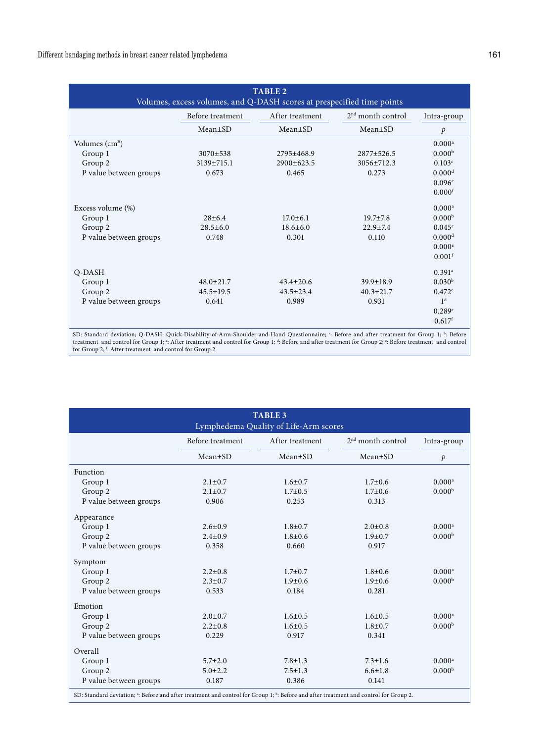**TABLE 2**
Volumes, excess volumes, and Q-DASH scores at prespecified time points

| | Before treatment | After treatment | 2nd month control | Intra-group |
|---|---|---|---|---|
| | Mean±SD | Mean±SD | Mean±SD | *p* |
| Volumes (cm³) | | | | 0.000[a] |
| Group 1 | 3070±538 | 2795±468.9 | 2877±526.5 | 0.000[b] |
| Group 2 | 3139±715.1 | 2900±623.5 | 3056±712.3 | 0.103[c] |
| P value between groups | 0.673 | 0.465 | 0.273 | 0.000[d] |
| | | | | 0.096[e] |
| | | | | 0.000[f] |
| Excess volume (%) | | | | 0.000[a] |
| Group 1 | 28±6.4 | 17.0±6.1 | 19.7±7.8 | 0.000[b] |
| Group 2 | 28.5±6.0 | 18.6±6.0 | 22.9±7.4 | 0.045[c] |
| P value between groups | 0.748 | 0.301 | 0.110 | 0.000[d] |
| | | | | 0.000[e] |
| | | | | 0.001[f] |
| Q-DASH | | | | 0.391[a] |
| Group 1 | 48.0±21.7 | 43.4±20.6 | 39.9±18.9 | 0.030[b] |
| Group 2 | 45.5±19.5 | 43.5±23.4 | 40.3±21.7 | 0.472[c] |
| P value between groups | 0.641 | 0.989 | 0.931 | 1[d] |
| | | | | 0.289[e] |
| | | | | 0.617[f] |

SD: Standard deviation; Q-DASH: Quick-Disability-of-Arm-Shoulder-and-Hand Questionnaire; [a]: Before and after treatment for Group 1; [b]: Before treatment and control for Group 1; [c]: After treatment and control for Group 1; [d]: Before and after treatment for Group 2; [e]: Before treatment and control for Group 2; [f]: After treatment and control for Group 2

**TABLE 3**
Lymphedema Quality of Life-Arm scores

| | Before treatment | After treatment | 2nd month control | Intra-group |
|---|---|---|---|---|
| | Mean±SD | Mean±SD | Mean±SD | *p* |
| Function | | | | |
| Group 1 | 2.1±0.7 | 1.6±0.7 | 1.7±0.6 | 0.000[a] |
| Group 2 | 2.1±0.7 | 1.7±0.5 | 1.7±0.6 | 0.000[b] |
| P value between groups | 0.906 | 0.253 | 0.313 | |
| Appearance | | | | |
| Group 1 | 2.6±0.9 | 1.8±0.7 | 2.0±0.8 | 0.000[a] |
| Group 2 | 2.4±0.9 | 1.8±0.6 | 1.9±0.7 | 0.000[b] |
| P value between groups | 0.358 | 0.660 | 0.917 | |
| Symptom | | | | |
| Group 1 | 2.2±0.8 | 1.7±0.7 | 1.8±0.6 | 0.000[a] |
| Group 2 | 2.3±0.7 | 1.9±0.6 | 1.9±0.6 | 0.000[b] |
| P value between groups | 0.533 | 0.184 | 0.281 | |
| Emotion | | | | |
| Group 1 | 2.0±0.7 | 1.6±0.5 | 1.6±0.5 | 0.000[a] |
| Group 2 | 2.2±0.8 | 1.6±0.5 | 1.8±0.7 | 0.000[b] |
| P value between groups | 0.229 | 0.917 | 0.341 | |
| Overall | | | | |
| Group 1 | 5.7±2.0 | 7.8±1.3 | 7.3±1.6 | 0.000[a] |
| Group 2 | 5.0±2.2 | 7.5±1.3 | 6.6±1.8 | 0.000[b] |
| P value between groups | 0.187 | 0.386 | 0.141 | |

SD: Standard deviation; [a]: Before and after treatment and control for Group 1; [b]: Before and after treatment and control for Group 2.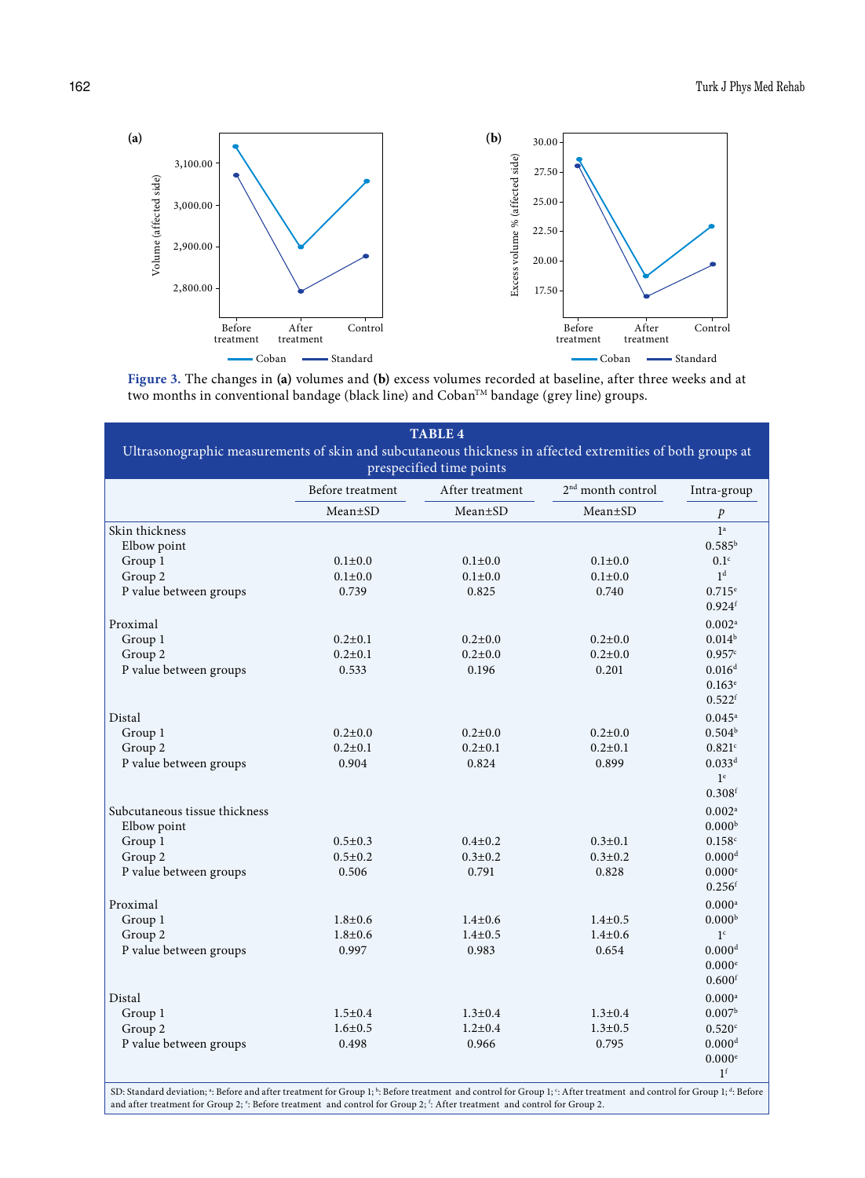Figure 3. The changes in **(a)** volumes and **(b)** excess volumes recorded at baseline, after three weeks and at two months in conventional bandage (black line) and Coban™ bandage (grey line) groups.

**TABLE 4**
Ultrasonographic measurements of skin and subcutaneous thickness in affected extremities of both groups at prespecified time points

| | Before treatment | After treatment | 2nd month control | Intra-group |
|---|---|---|---|---|
| | Mean±SD | Mean±SD | Mean±SD | *p* |
| Skin thickness | | | | 1[a] |
| Elbow point | | | | 0.585[b] |
| Group 1 | 0.1±0.0 | 0.1±0.0 | 0.1±0.0 | 0.1[c] |
| Group 2 | 0.1±0.0 | 0.1±0.0 | 0.1±0.0 | 1[d] |
| P value between groups | 0.739 | 0.825 | 0.740 | 0.715[e] |
| | | | | 0.924[f] |
| Proximal | | | | 0.002[a] |
| Group 1 | 0.2±0.1 | 0.2±0.0 | 0.2±0.0 | 0.014[b] |
| Group 2 | 0.2±0.1 | 0.2±0.0 | 0.2±0.0 | 0.957[c] |
| P value between groups | 0.533 | 0.196 | 0.201 | 0.016[d] |
| | | | | 0.163[e] |
| | | | | 0.522[f] |
| Distal | | | | 0.045[a] |
| Group 1 | 0.2±0.0 | 0.2±0.0 | 0.2±0.0 | 0.504[b] |
| Group 2 | 0.2±0.1 | 0.2±0.1 | 0.2±0.1 | 0.821[c] |
| P value between groups | 0.904 | 0.824 | 0.899 | 0.033[d] |
| | | | | 1[e] |
| | | | | 0.308[f] |
| Subcutaneous tissue thickness | | | | 0.002[a] |
| Elbow point | | | | 0.000[b] |
| Group 1 | 0.5±0.3 | 0.4±0.2 | 0.3±0.1 | 0.158[c] |
| Group 2 | 0.5±0.2 | 0.3±0.2 | 0.3±0.2 | 0.000[d] |
| P value between groups | 0.506 | 0.791 | 0.828 | 0.000[e] |
| | | | | 0.256[f] |
| Proximal | | | | 0.000[a] |
| Group 1 | 1.8±0.6 | 1.4±0.6 | 1.4±0.5 | 0.000[b] |
| Group 2 | 1.8±0.6 | 1.4±0.5 | 1.4±0.6 | 1[c] |
| P value between groups | 0.997 | 0.983 | 0.654 | 0.000[d] |
| | | | | 0.000[e] |
| | | | | 0.600[f] |
| Distal | | | | 0.000[a] |
| Group 1 | 1.5±0.4 | 1.3±0.4 | 1.3±0.4 | 0.007[b] |
| Group 2 | 1.6±0.5 | 1.2±0.4 | 1.3±0.5 | 0.520[c] |
| P value between groups | 0.498 | 0.966 | 0.795 | 0.000[d] |
| | | | | 0.000[e] |
| | | | | 1[f] |

SD: Standard deviation; [a]: Before and after treatment for Group 1; [b]: Before treatment and control for Group 1; [c]: After treatment and control for Group 1; [d]: Before and after treatment for Group 2; [e]: Before treatment and control for Group 2; [f]: After treatment and control for Group 2.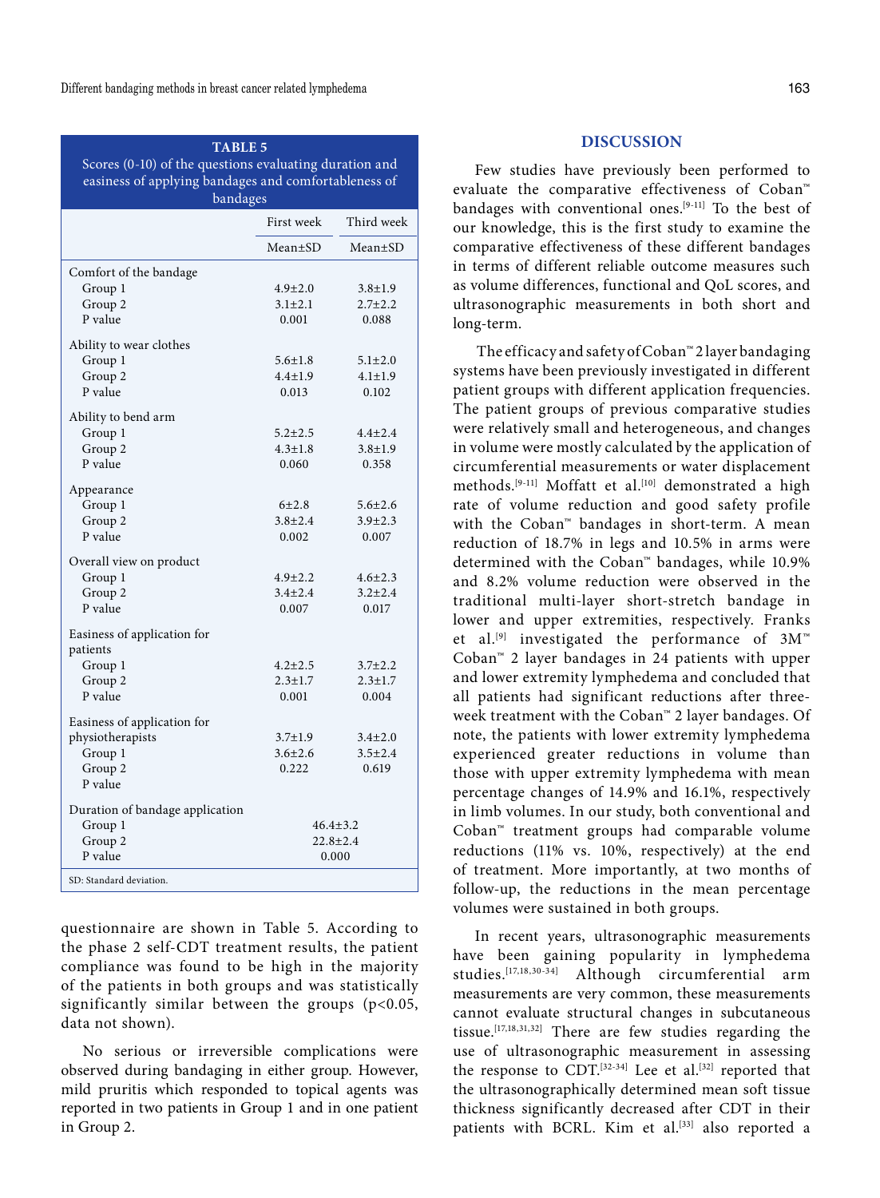**TABLE 5**
Scores (0-10) of the questions evaluating duration and easiness of applying bandages and comfortableness of bandages

| | First week | Third week |
|---|---|---|
| | Mean±SD | Mean±SD |
| Comfort of the bandage | | |
| Group 1 | 4.9±2.0 | 3.8±1.9 |
| Group 2 | 3.1±2.1 | 2.7±2.2 |
| P value | 0.001 | 0.088 |
| Ability to wear clothes | | |
| Group 1 | 5.6±1.8 | 5.1±2.0 |
| Group 2 | 4.4±1.9 | 4.1±1.9 |
| P value | 0.013 | 0.102 |
| Ability to bend arm | | |
| Group 1 | 5.2±2.5 | 4.4±2.4 |
| Group 2 | 4.3±1.8 | 3.8±1.9 |
| P value | 0.060 | 0.358 |
| Appearance | | |
| Group 1 | 6±2.8 | 5.6±2.6 |
| Group 2 | 3.8±2.4 | 3.9±2.3 |
| P value | 0.002 | 0.007 |
| Overall view on product | | |
| Group 1 | 4.9±2.2 | 4.6±2.3 |
| Group 2 | 3.4±2.4 | 3.2±2.4 |
| P value | 0.007 | 0.017 |
| Easiness of application for patients | | |
| Group 1 | 4.2±2.5 | 3.7±2.2 |
| Group 2 | 2.3±1.7 | 2.3±1.7 |
| P value | 0.001 | 0.004 |
| Easiness of application for physiotherapists | 3.7±1.9 | 3.4±2.0 |
| Group 1 | 3.6±2.6 | 3.5±2.4 |
| Group 2 | 0.222 | 0.619 |
| P value | | |
| Duration of bandage application | | |
| Group 1 | 46.4±3.2 | |
| Group 2 | 22.8±2.4 | |
| P value | 0.000 | |

SD: Standard deviation.

questionnaire are shown in Table 5. According to the phase 2 self-CDT treatment results, the patient compliance was found to be high in the majority of the patients in both groups and was statistically significantly similar between the groups ($p<0.05$, data not shown).

No serious or irreversible complications were observed during bandaging in either group. However, mild pruritis which responded to topical agents was reported in two patients in Group 1 and in one patient in Group 2.

## DISCUSSION

Few studies have previously been performed to evaluate the comparative effectiveness of Coban™ bandages with conventional ones.[9-11] To the best of our knowledge, this is the first study to examine the comparative effectiveness of these different bandages in terms of different reliable outcome measures such as volume differences, functional and QoL scores, and ultrasonographic measurements in both short and long-term.

The efficacy and safety of Coban™ 2 layer bandaging systems have been previously investigated in different patient groups with different application frequencies. The patient groups of previous comparative studies were relatively small and heterogeneous, and changes in volume were mostly calculated by the application of circumferential measurements or water displacement methods.[9-11] Moffatt et al.[10] demonstrated a high rate of volume reduction and good safety profile with the Coban™ bandages in short-term. A mean reduction of 18.7% in legs and 10.5% in arms were determined with the Coban™ bandages, while 10.9% and 8.2% volume reduction were observed in the traditional multi-layer short-stretch bandage in lower and upper extremities, respectively. Franks et al.[9] investigated the performance of 3M™ Coban™ 2 layer bandages in 24 patients with upper and lower extremity lymphedema and concluded that all patients had significant reductions after three-week treatment with the Coban™ 2 layer bandages. Of note, the patients with lower extremity lymphedema experienced greater reductions in volume than those with upper extremity lymphedema with mean percentage changes of 14.9% and 16.1%, respectively in limb volumes. In our study, both conventional and Coban™ treatment groups had comparable volume reductions (11% vs. 10%, respectively) at the end of treatment. More importantly, at two months of follow-up, the reductions in the mean percentage volumes were sustained in both groups.

In recent years, ultrasonographic measurements have been gaining popularity in lymphedema studies.[17,18,30-34] Although circumferential arm measurements are very common, these measurements cannot evaluate structural changes in subcutaneous tissue.[17,18,31,32] There are few studies regarding the use of ultrasonographic measurement in assessing the response to CDT.[32-34] Lee et al.[32] reported that the ultrasonographically determined mean soft tissue thickness significantly decreased after CDT in their patients with BCRL. Kim et al.[33] also reported a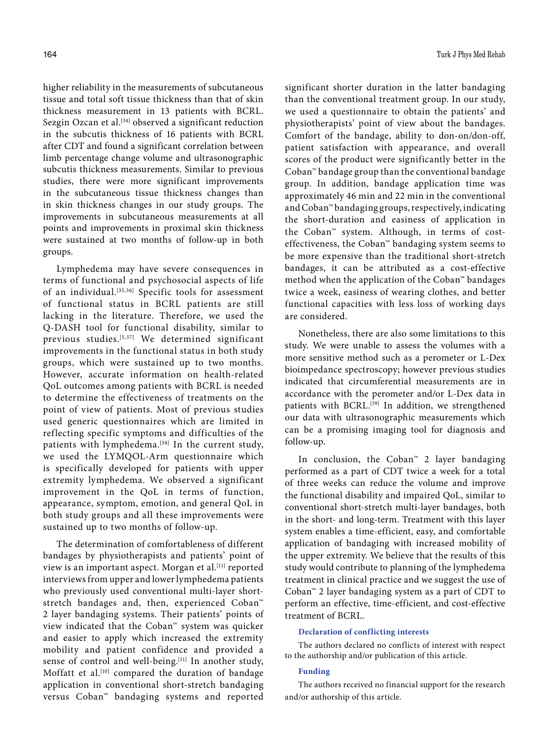higher reliability in the measurements of subcutaneous tissue and total soft tissue thickness than that of skin thickness measurement in 13 patients with BCRL. Sezgin Ozcan et al.[34] observed a significant reduction in the subcutis thickness of 16 patients with BCRL after CDT and found a significant correlation between limb percentage change volume and ultrasonographic subcutis thickness measurements. Similar to previous studies, there were more significant improvements in the subcutaneous tissue thickness changes than in skin thickness changes in our study groups. The improvements in subcutaneous measurements at all points and improvements in proximal skin thickness were sustained at two months of follow-up in both groups.

Lymphedema may have severe consequences in terms of functional and psychosocial aspects of life of an individual.[35,36] Specific tools for assessment of functional status in BCRL patients are still lacking in the literature. Therefore, we used the Q-DASH tool for functional disability, similar to previous studies.[5,37] We determined significant improvements in the functional status in both study groups, which were sustained up to two months. However, accurate information on health-related QoL outcomes among patients with BCRL is needed to determine the effectiveness of treatments on the point of view of patients. Most of previous studies used generic questionnaires which are limited in reflecting specific symptoms and difficulties of the patients with lymphedema.[38] In the current study, we used the LYMQOL-Arm questionnaire which is specifically developed for patients with upper extremity lymphedema. We observed a significant improvement in the QoL in terms of function, appearance, symptom, emotion, and general QoL in both study groups and all these improvements were sustained up to two months of follow-up.

The determination of comfortableness of different bandages by physiotherapists and patients' point of view is an important aspect. Morgan et al.[11] reported interviews from upper and lower lymphedema patients who previously used conventional multi-layer short-stretch bandages and, then, experienced Coban™ 2 layer bandaging systems. Their patients' points of view indicated that the Coban™ system was quicker and easier to apply which increased the extremity mobility and patient confidence and provided a sense of control and well-being.[11] In another study, Moffatt et al.[10] compared the duration of bandage application in conventional short-stretch bandaging versus Coban™ bandaging systems and reported significant shorter duration in the latter bandaging than the conventional treatment group. In our study, we used a questionnaire to obtain the patients' and physiotherapists' point of view about the bandages. Comfort of the bandage, ability to don-on/don-off, patient satisfaction with appearance, and overall scores of the product were significantly better in the Coban™ bandage group than the conventional bandage group. In addition, bandage application time was approximately 46 min and 22 min in the conventional and Coban™ bandaging groups, respectively, indicating the short-duration and easiness of application in the Coban™ system. Although, in terms of cost-effectiveness, the Coban™ bandaging system seems to be more expensive than the traditional short-stretch bandages, it can be attributed as a cost-effective method when the application of the Coban™ bandages twice a week, easiness of wearing clothes, and better functional capacities with less loss of working days are considered.

Nonetheless, there are also some limitations to this study. We were unable to assess the volumes with a more sensitive method such as a perometer or L-Dex bioimpedance spectroscopy; however previous studies indicated that circumferential measurements are in accordance with the perometer and/or L-Dex data in patients with BCRL.[39] In addition, we strengthened our data with ultrasonographic measurements which can be a promising imaging tool for diagnosis and follow-up.

In conclusion, the Coban™ 2 layer bandaging performed as a part of CDT twice a week for a total of three weeks can reduce the volume and improve the functional disability and impaired QoL, similar to conventional short-stretch multi-layer bandages, both in the short- and long-term. Treatment with this layer system enables a time-efficient, easy, and comfortable application of bandaging with increased mobility of the upper extremity. We believe that the results of this study would contribute to planning of the lymphedema treatment in clinical practice and we suggest the use of Coban™ 2 layer bandaging system as a part of CDT to perform an effective, time-efficient, and cost-effective treatment of BCRL.

#### Declaration of conflicting interests

The authors declared no conflicts of interest with respect to the authorship and/or publication of this article.

#### Funding

The authors received no financial support for the research and/or authorship of this article.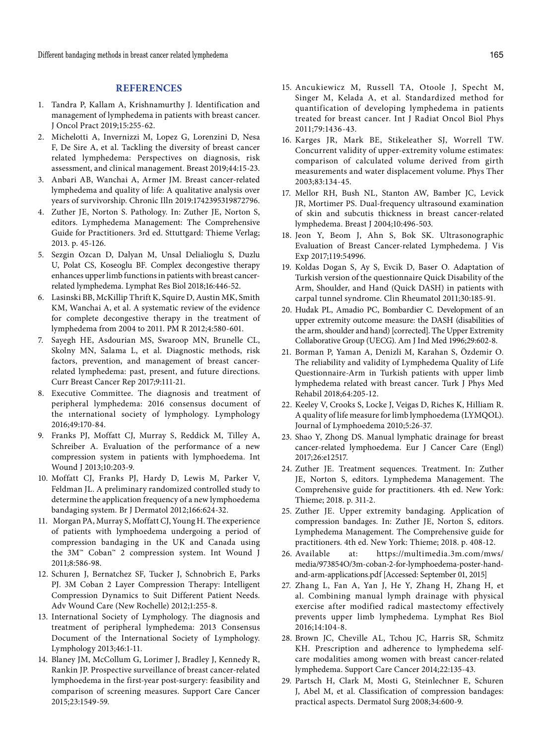## REFERENCES

1. Tandra P, Kallam A, Krishnamurthy J. Identification and management of lymphedema in patients with breast cancer. J Oncol Pract 2019;15:255-62.
2. Michelotti A, Invernizzi M, Lopez G, Lorenzini D, Nesa F, De Sire A, et al. Tackling the diversity of breast cancer related lymphedema: Perspectives on diagnosis, risk assessment, and clinical management. Breast 2019;44:15-23.
3. Anbari AB, Wanchai A, Armer JM. Breast cancer-related lymphedema and quality of life: A qualitative analysis over years of survivorship. Chronic Illn 2019:1742395319872796.
4. Zuther JE, Norton S. Pathology. In: Zuther JE, Norton S, editors. Lymphedema Management: The Comprehensive Guide for Practitioners. 3rd ed. Sttuttgard: Thieme Verlag; 2013. p. 45-126.
5. Sezgin Ozcan D, Dalyan M, Unsal Delialioglu S, Duzlu U, Polat CS, Koseoglu BF. Complex decongestive therapy enhances upper limb functions in patients with breast cancer-related lymphedema. Lymphat Res Biol 2018;16:446-52.
6. Lasinski BB, McKillip Thrift K, Squire D, Austin MK, Smith KM, Wanchai A, et al. A systematic review of the evidence for complete decongestive therapy in the treatment of lymphedema from 2004 to 2011. PM R 2012;4:580-601.
7. Sayegh HE, Asdourian MS, Swaroop MN, Brunelle CL, Skolny MN, Salama L, et al. Diagnostic methods, risk factors, prevention, and management of breast cancer-related lymphedema: past, present, and future directions. Curr Breast Cancer Rep 2017;9:111-21.
8. Executive Committee. The diagnosis and treatment of peripheral lymphedema: 2016 consensus document of the ınternational society of lymphology. Lymphology 2016;49:170-84.
9. Franks PJ, Moffatt CJ, Murray S, Reddick M, Tilley A, Schreiber A. Evaluation of the performance of a new compression system in patients with lymphoedema. Int Wound J 2013;10:203-9.
10. Moffatt CJ, Franks PJ, Hardy D, Lewis M, Parker V, Feldman JL. A preliminary randomized controlled study to determine the application frequency of a new lymphoedema bandaging system. Br J Dermatol 2012;166:624-32.
11. Morgan PA, Murray S, Moffatt CJ, Young H. The experience of patients with lymphoedema undergoing a period of compression bandaging in the UK and Canada using the 3M™ Coban™ 2 compression system. Int Wound J 2011;8:586-98.
12. Schuren J, Bernatchez SF, Tucker J, Schnobrich E, Parks PJ. 3M Coban 2 Layer Compression Therapy: Intelligent Compression Dynamics to Suit Different Patient Needs. Adv Wound Care (New Rochelle) 2012;1:255-8.
13. International Society of Lymphology. The diagnosis and treatment of peripheral lymphedema: 2013 Consensus Document of the International Society of Lymphology. Lymphology 2013;46:1-11.
14. Blaney JM, McCollum G, Lorimer J, Bradley J, Kennedy R, Rankin JP. Prospective surveillance of breast cancer-related lymphoedema in the first-year post-surgery: feasibility and comparison of screening measures. Support Care Cancer 2015;23:1549-59.
15. Ancukiewicz M, Russell TA, Otoole J, Specht M, Singer M, Kelada A, et al. Standardized method for quantification of developing lymphedema in patients treated for breast cancer. Int J Radiat Oncol Biol Phys 2011;79:1436-43.
16. Karges JR, Mark BE, Stikeleather SJ, Worrell TW. Concurrent validity of upper-extremity volume estimates: comparison of calculated volume derived from girth measurements and water displacement volume. Phys Ther 2003;83:134-45.
17. Mellor RH, Bush NL, Stanton AW, Bamber JC, Levick JR, Mortimer PS. Dual-frequency ultrasound examination of skin and subcutis thickness in breast cancer-related lymphedema. Breast J 2004;10:496-503.
18. Jeon Y, Beom J, Ahn S, Bok SK. Ultrasonographic Evaluation of Breast Cancer-related Lymphedema. J Vis Exp 2017;119:54996.
19. Koldas Dogan S, Ay S, Evcik D, Baser O. Adaptation of Turkish version of the questionnaire Quick Disability of the Arm, Shoulder, and Hand (Quick DASH) in patients with carpal tunnel syndrome. Clin Rheumatol 2011;30:185-91.
20. Hudak PL, Amadio PC, Bombardier C. Development of an upper extremity outcome measure: the DASH (disabilities of the arm, shoulder and hand) [corrected]. The Upper Extremity Collaborative Group (UECG). Am J Ind Med 1996;29:602-8.
21. Borman P, Yaman A, Denizli M, Karahan S, Özdemir O. The reliability and validity of Lymphedema Quality of Life Questionnaire-Arm in Turkish patients with upper limb lymphedema related with breast cancer. Turk J Phys Med Rehabil 2018;64:205-12.
22. Keeley V, Crooks S, Locke J, Veigas D, Riches K, Hilliam R. A quality of life measure for limb lymphoedema (LYMQOL). Journal of Lymphoedema 2010;5:26-37.
23. Shao Y, Zhong DS. Manual lymphatic drainage for breast cancer-related lymphoedema. Eur J Cancer Care (Engl) 2017;26:e12517.
24. Zuther JE. Treatment sequences. Treatment. In: Zuther JE, Norton S, editors. Lymphedema Management. The Comprehensive guide for practitioners. 4th ed. New York: Thieme; 2018. p. 311-2.
25. Zuther JE. Upper extremity bandaging. Application of compression bandages. In: Zuther JE, Norton S, editors. Lymphedema Management. The Comprehensive guide for practitioners. 4th ed. New York: Thieme; 2018. p. 408-12.
26. Available at: https://multimedia.3m.com/mws/media/973854O/3m-coban-2-for-lymphoedema-poster-hand-and-arm-applications.pdf [Accessed: September 01, 2015]
27. Zhang L, Fan A, Yan J, He Y, Zhang H, Zhang H, et al. Combining manual lymph drainage with physical exercise after modified radical mastectomy effectively prevents upper limb lymphedema. Lymphat Res Biol 2016;14:104-8.
28. Brown JC, Cheville AL, Tchou JC, Harris SR, Schmitz KH. Prescription and adherence to lymphedema self-care modalities among women with breast cancer-related lymphedema. Support Care Cancer 2014;22:135-43.
29. Partsch H, Clark M, Mosti G, Steinlechner E, Schuren J, Abel M, et al. Classification of compression bandages: practical aspects. Dermatol Surg 2008;34:600-9.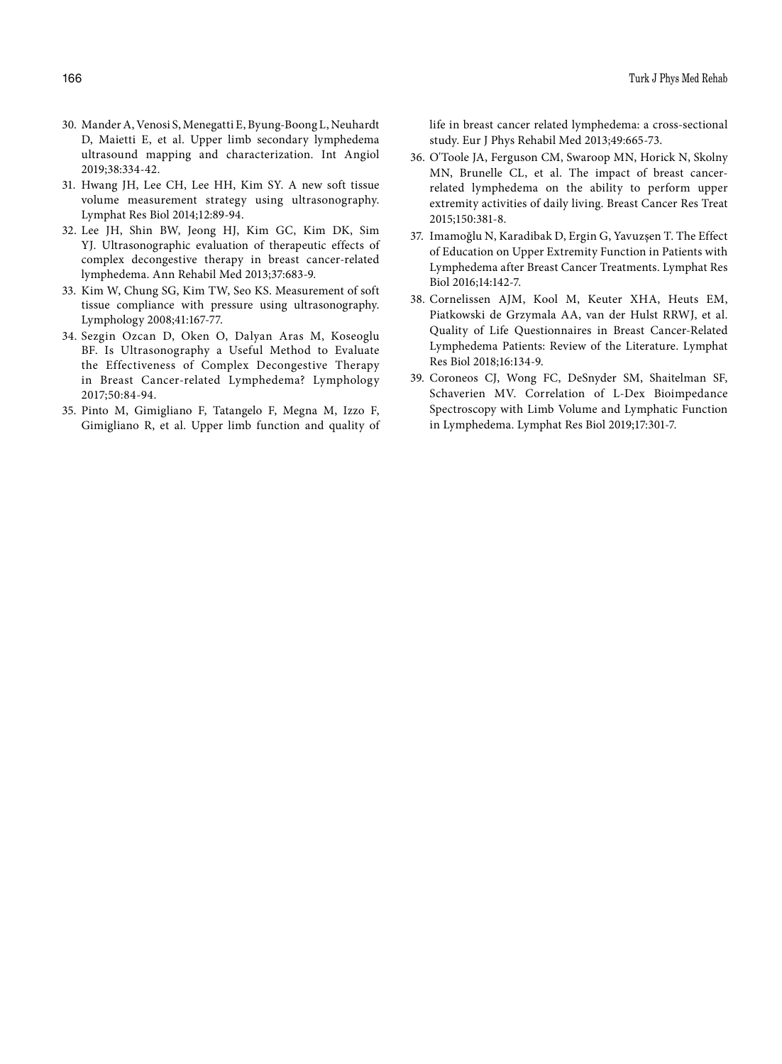30. Mander A, Venosi S, Menegatti E, Byung-Boong L, Neuhardt D, Maietti E, et al. Upper limb secondary lymphedema ultrasound mapping and characterization. Int Angiol 2019;38:334-42.
31. Hwang JH, Lee CH, Lee HH, Kim SY. A new soft tissue volume measurement strategy using ultrasonography. Lymphat Res Biol 2014;12:89-94.
32. Lee JH, Shin BW, Jeong HJ, Kim GC, Kim DK, Sim YJ. Ultrasonographic evaluation of therapeutic effects of complex decongestive therapy in breast cancer-related lymphedema. Ann Rehabil Med 2013;37:683-9.
33. Kim W, Chung SG, Kim TW, Seo KS. Measurement of soft tissue compliance with pressure using ultrasonography. Lymphology 2008;41:167-77.
34. Sezgin Ozcan D, Oken O, Dalyan Aras M, Koseoglu BF. Is Ultrasonography a Useful Method to Evaluate the Effectiveness of Complex Decongestive Therapy in Breast Cancer-related Lymphedema? Lymphology 2017;50:84-94.
35. Pinto M, Gimigliano F, Tatangelo F, Megna M, Izzo F, Gimigliano R, et al. Upper limb function and quality of life in breast cancer related lymphedema: a cross-sectional study. Eur J Phys Rehabil Med 2013;49:665-73.
36. O'Toole JA, Ferguson CM, Swaroop MN, Horick N, Skolny MN, Brunelle CL, et al. The impact of breast cancer-related lymphedema on the ability to perform upper extremity activities of daily living. Breast Cancer Res Treat 2015;150:381-8.
37. Imamoğlu N, Karadibak D, Ergin G, Yavuzşen T. The Effect of Education on Upper Extremity Function in Patients with Lymphedema after Breast Cancer Treatments. Lymphat Res Biol 2016;14:142-7.
38. Cornelissen AJM, Kool M, Keuter XHA, Heuts EM, Piatkowski de Grzymala AA, van der Hulst RRWJ, et al. Quality of Life Questionnaires in Breast Cancer-Related Lymphedema Patients: Review of the Literature. Lymphat Res Biol 2018;16:134-9.
39. Coroneos CJ, Wong FC, DeSnyder SM, Shaitelman SF, Schaverien MV. Correlation of L-Dex Bioimpedance Spectroscopy with Limb Volume and Lymphatic Function in Lymphedema. Lymphat Res Biol 2019;17:301-7.